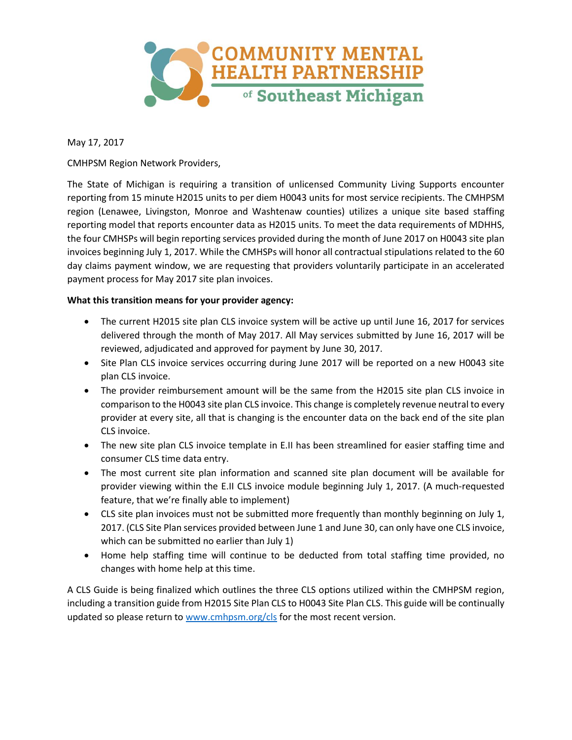# COMMUNITY MENTAL HEALTH PARTNERSHIP of Southeast Michigan

May 17, 2017

CMHPSM Region Network Providers,

The State of Michigan is requiring a transition of unlicensed Community Living Supports encounter reporting from 15 minute H2015 units to per diem H0043 units for most service recipients. The CMHPSM region (Lenawee, Livingston, Monroe and Washtenaw counties) utilizes a unique site based staffing reporting model that reports encounter data as H2015 units. To meet the data requirements of MDHHS, the four CMHSPs will begin reporting services provided during the month of June 2017 on H0043 site plan invoices beginning July 1, 2017. While the CMHSPs will honor all contractual stipulations related to the 60 day claims payment window, we are requesting that providers voluntarily participate in an accelerated payment process for May 2017 site plan invoices.

**What this transition means for your provider agency:**

- The current H2015 site plan CLS invoice system will be active up until June 16, 2017 for services delivered through the month of May 2017. All May services submitted by June 16, 2017 will be reviewed, adjudicated and approved for payment by June 30, 2017.
- Site Plan CLS invoice services occurring during June 2017 will be reported on a new H0043 site plan CLS invoice.
- The provider reimbursement amount will be the same from the H2015 site plan CLS invoice in comparison to the H0043 site plan CLS invoice. This change is completely revenue neutral to every provider at every site, all that is changing is the encounter data on the back end of the site plan CLS invoice.
- The new site plan CLS invoice template in E.II has been streamlined for easier staffing time and consumer CLS time data entry.
- The most current site plan information and scanned site plan document will be available for provider viewing within the E.II CLS invoice module beginning July 1, 2017. (A much-requested feature, that we're finally able to implement)
- CLS site plan invoices must not be submitted more frequently than monthly beginning on July 1, 2017. (CLS Site Plan services provided between June 1 and June 30, can only have one CLS invoice, which can be submitted no earlier than July 1)
- Home help staffing time will continue to be deducted from total staffing time provided, no changes with home help at this time.

A CLS Guide is being finalized which outlines the three CLS options utilized within the CMHPSM region, including a transition guide from H2015 Site Plan CLS to H0043 Site Plan CLS. This guide will be continually updated so please return to [www.cmhpsm.org/cls](www.cmhpsm.org/cls) for the most recent version.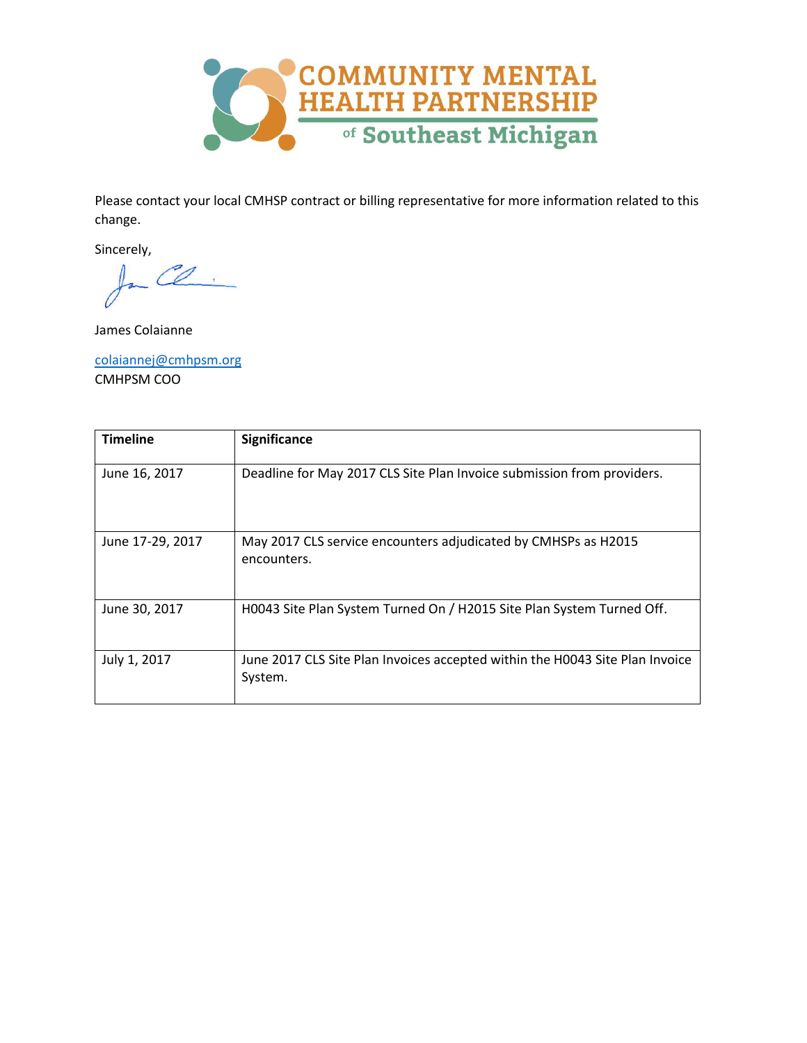Please contact your local CMHSP contract or billing representative for more information related to this change.

Sincerely,

James Colaianne

colaiannej@cmhpsm.org
CMHPSM COO

| Timeline | Significance |
| --- | --- |
| June 16, 2017 | Deadline for May 2017 CLS Site Plan Invoice submission from providers. |
| June 17-29, 2017 | May 2017 CLS service encounters adjudicated by CMHSPs as H2015 encounters. |
| June 30, 2017 | H0043 Site Plan System Turned On / H2015 Site Plan System Turned Off. |
| July 1, 2017 | June 2017 CLS Site Plan Invoices accepted within the H0043 Site Plan Invoice System. |